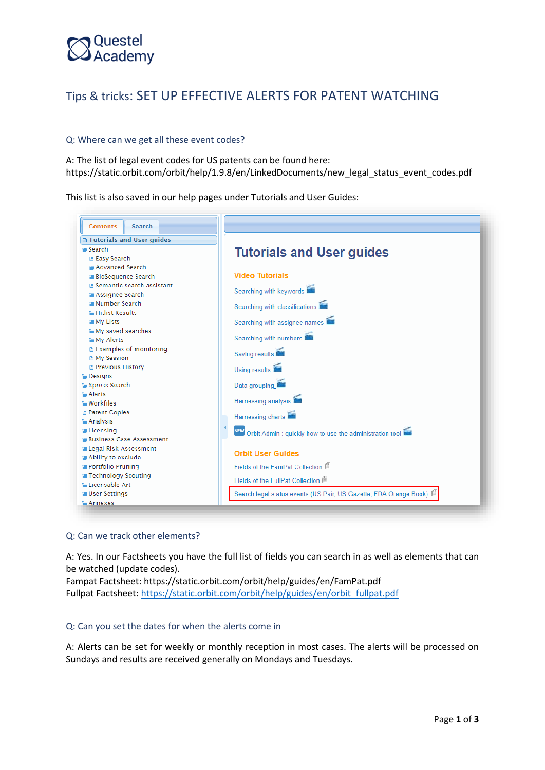Questel Academy

# Tips & tricks: SET UP EFFECTIVE ALERTS FOR PATENT WATCHING

### Q: Where can we get all these event codes?

A: The list of legal event codes for US patents can be found here: https://static.orbit.com/orbit/help/1.9.8/en/LinkedDocuments/new_legal_status_event_codes.pdf

This list is also saved in our help pages under Tutorials and User Guides:

### Q: Can we track other elements?

A: Yes. In our Factsheets you have the full list of fields you can search in as well as elements that can be watched (update codes).
Fampat Factsheet: https://static.orbit.com/orbit/help/guides/en/FamPat.pdf
Fullpat Factsheet: https://static.orbit.com/orbit/help/guides/en/orbit_fullpat.pdf

### Q: Can you set the dates for when the alerts come in

A: Alerts can be set for weekly or monthly reception in most cases. The alerts will be processed on Sundays and results are received generally on Mondays and Tuesdays.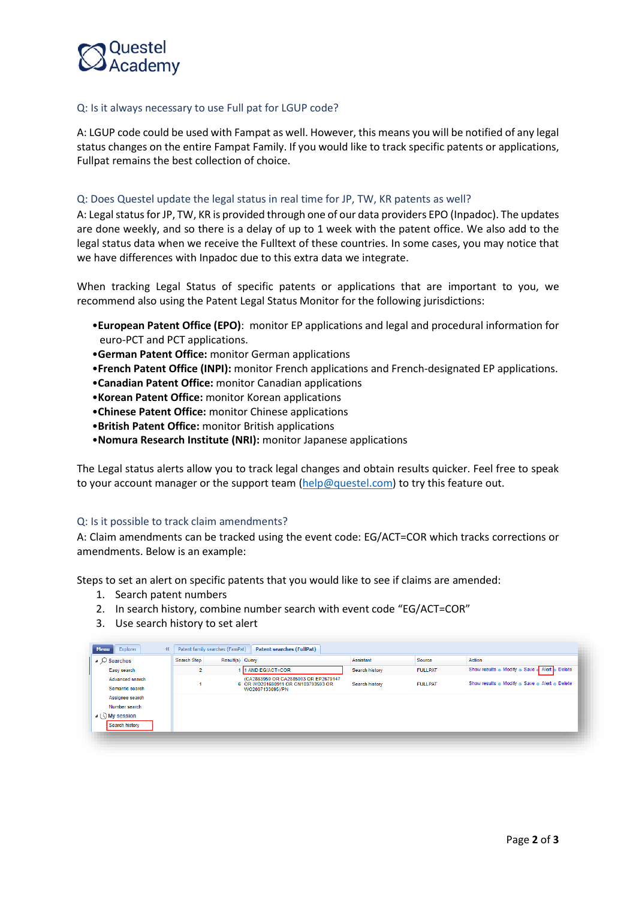Q: Is it always necessary to use Full pat for LGUP code?

A: LGUP code could be used with Fampat as well. However, this means you will be notified of any legal status changes on the entire Fampat Family. If you would like to track specific patents or applications, Fullpat remains the best collection of choice.

Q: Does Questel update the legal status in real time for JP, TW, KR patents as well?

A: Legal status for JP, TW, KR is provided through one of our data providers EPO (Inpadoc). The updates are done weekly, and so there is a delay of up to 1 week with the patent office. We also add to the legal status data when we receive the Fulltext of these countries. In some cases, you may notice that we have differences with Inpadoc due to this extra data we integrate.

When tracking Legal Status of specific patents or applications that are important to you, we recommend also using the Patent Legal Status Monitor for the following jurisdictions:

- **European Patent Office (EPO)**: monitor EP applications and legal and procedural information for euro-PCT and PCT applications.
- **German Patent Office:** monitor German applications
- **French Patent Office (INPI):** monitor French applications and French-designated EP applications.
- **Canadian Patent Office:** monitor Canadian applications
- **Korean Patent Office:** monitor Korean applications
- **Chinese Patent Office:** monitor Chinese applications
- **British Patent Office:** monitor British applications
- **Nomura Research Institute (NRI):** monitor Japanese applications

The Legal status alerts allow you to track legal changes and obtain results quicker. Feel free to speak to your account manager or the support team (help@questel.com) to try this feature out.

Q: Is it possible to track claim amendments?

A: Claim amendments can be tracked using the event code: EG/ACT=COR which tracks corrections or amendments. Below is an example:

Steps to set an alert on specific patents that you would like to see if claims are amended:

1. Search patent numbers
2. In search history, combine number search with event code "EG/ACT=COR"
3. Use search history to set alert

| Search Step | Result(s) | Query | Assistant | Source | Action |
|---|---|---|---|---|---|
| 2 | 1 | 1 AND EG/ACT=COR | Search history | FULLPAT | Show results Modify Save Alert Delete |
| 1 | 6 | (CA2863959 OR CA2385003 OR EP2679147 OR WO2016080911 OR CN103793593 OR WO2007133695)/PN | Search history | FULLPAT | Show results Modify Save Alert Delete |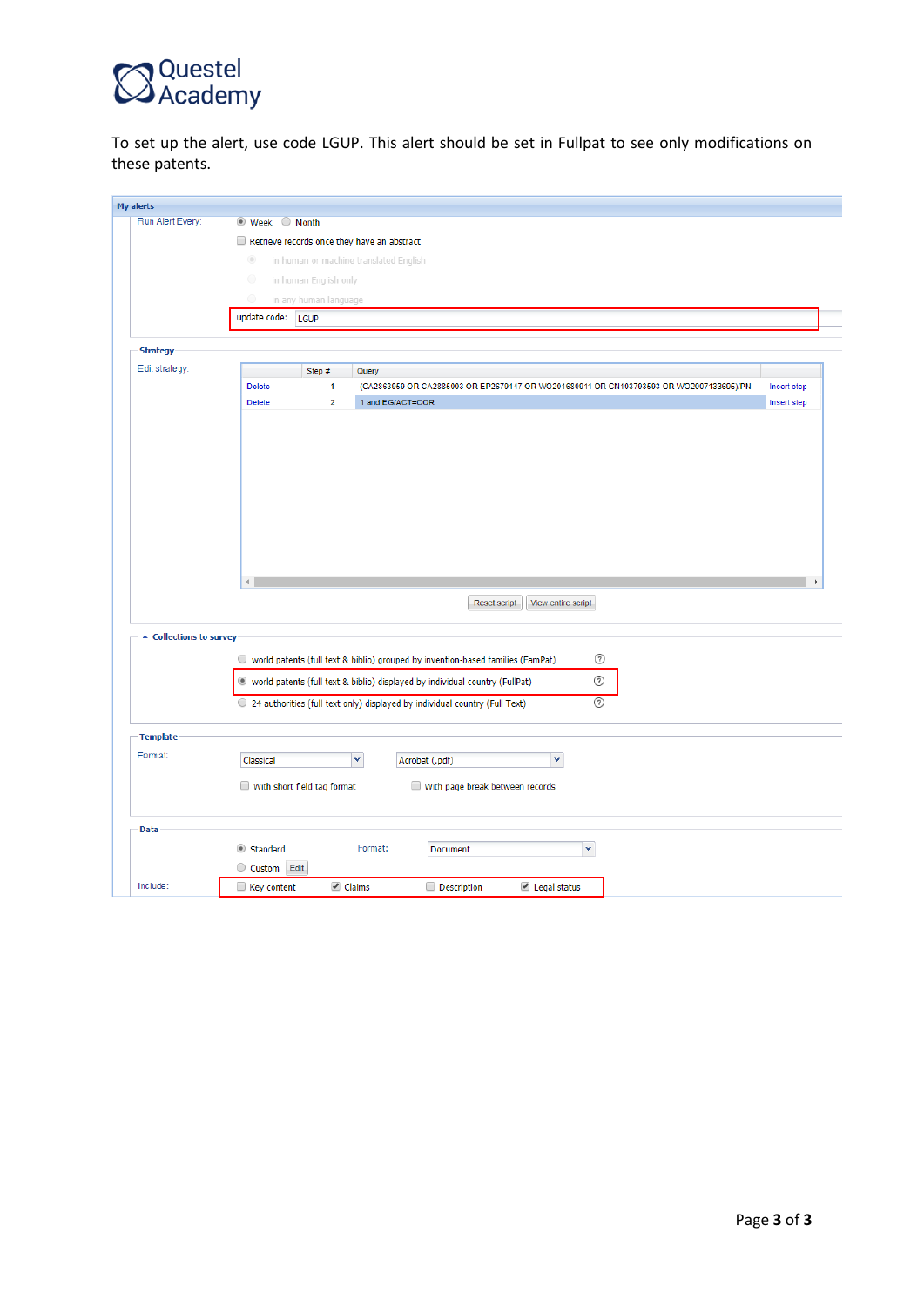To set up the alert, use code LGUP. This alert should be set in Fullpat to see only modifications on these patents.

**My alerts**

Run Alert Every: Week / Month

Retrieve records once they have an abstract

- in human or machine translated English
- in human English only
- in any human language

update code: LGUP

**Strategy**

Edit strategy:

| | Step # | Query | |
|---|---|---|---|
| Delete | 1 | (CA2863959 OR CA2885003 OR EP2679147 OR WO201680011 OR CN103793593 OR WO2007133695)/PN | Insert step |
| Delete | 2 | 1 and EG/ACT=COR | Insert step |

Reset script | View entire script

**Collections to survey**

- world patents (full text & biblio) grouped by invention-based families (FamPat)
- world patents (full text & biblio) displayed by individual country (FullPat)
- 24 authorities (full text only) displayed by individual country (Full Text)

**Template**

Format: Classical | Acrobat (.pdf)

With short field tag format | With page break between records

**Data**

Standard | Format: Document

Custom | Edit

Include: Key content | Claims | Description | Legal status